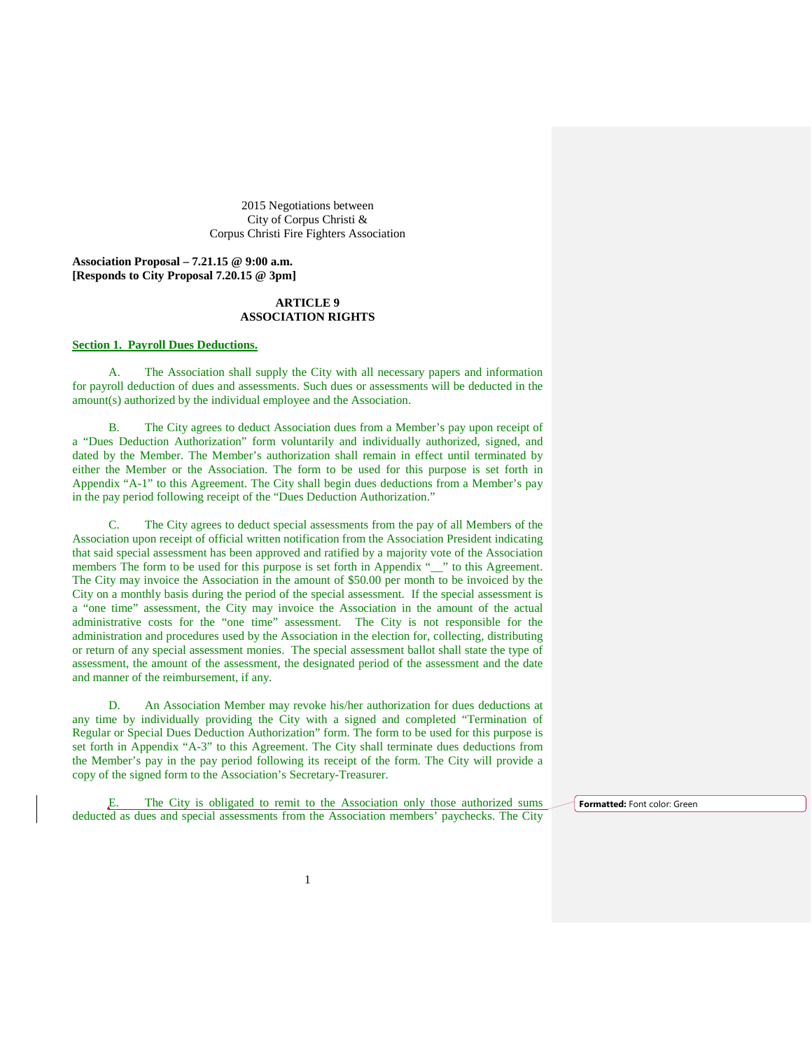2015 Negotiations between
City of Corpus Christi &
Corpus Christi Fire Fighters Association

**Association Proposal – 7.21.15 @ 9:00 a.m.**
**[Responds to City Proposal 7.20.15 @ 3pm]**

## ARTICLE 9
## ASSOCIATION RIGHTS

**Section 1. Payroll Dues Deductions.**

A. The Association shall supply the City with all necessary papers and information for payroll deduction of dues and assessments. Such dues or assessments will be deducted in the amount(s) authorized by the individual employee and the Association.

B. The City agrees to deduct Association dues from a Member's pay upon receipt of a "Dues Deduction Authorization" form voluntarily and individually authorized, signed, and dated by the Member. The Member's authorization shall remain in effect until terminated by either the Member or the Association. The form to be used for this purpose is set forth in Appendix "A-1" to this Agreement. The City shall begin dues deductions from a Member's pay in the pay period following receipt of the "Dues Deduction Authorization."

C. The City agrees to deduct special assessments from the pay of all Members of the Association upon receipt of official written notification from the Association President indicating that said special assessment has been approved and ratified by a majority vote of the Association members The form to be used for this purpose is set forth in Appendix "__" to this Agreement. The City may invoice the Association in the amount of $50.00 per month to be invoiced by the City on a monthly basis during the period of the special assessment. If the special assessment is a "one time" assessment, the City may invoice the Association in the amount of the actual administrative costs for the "one time" assessment. The City is not responsible for the administration and procedures used by the Association in the election for, collecting, distributing or return of any special assessment monies. The special assessment ballot shall state the type of assessment, the amount of the assessment, the designated period of the assessment and the date and manner of the reimbursement, if any.

D. An Association Member may revoke his/her authorization for dues deductions at any time by individually providing the City with a signed and completed "Termination of Regular or Special Dues Deduction Authorization" form. The form to be used for this purpose is set forth in Appendix "A-3" to this Agreement. The City shall terminate dues deductions from the Member's pay in the pay period following its receipt of the form. The City will provide a copy of the signed form to the Association's Secretary-Treasurer.

E. The City is obligated to remit to the Association only those authorized sums deducted as dues and special assessments from the Association members' paychecks. The City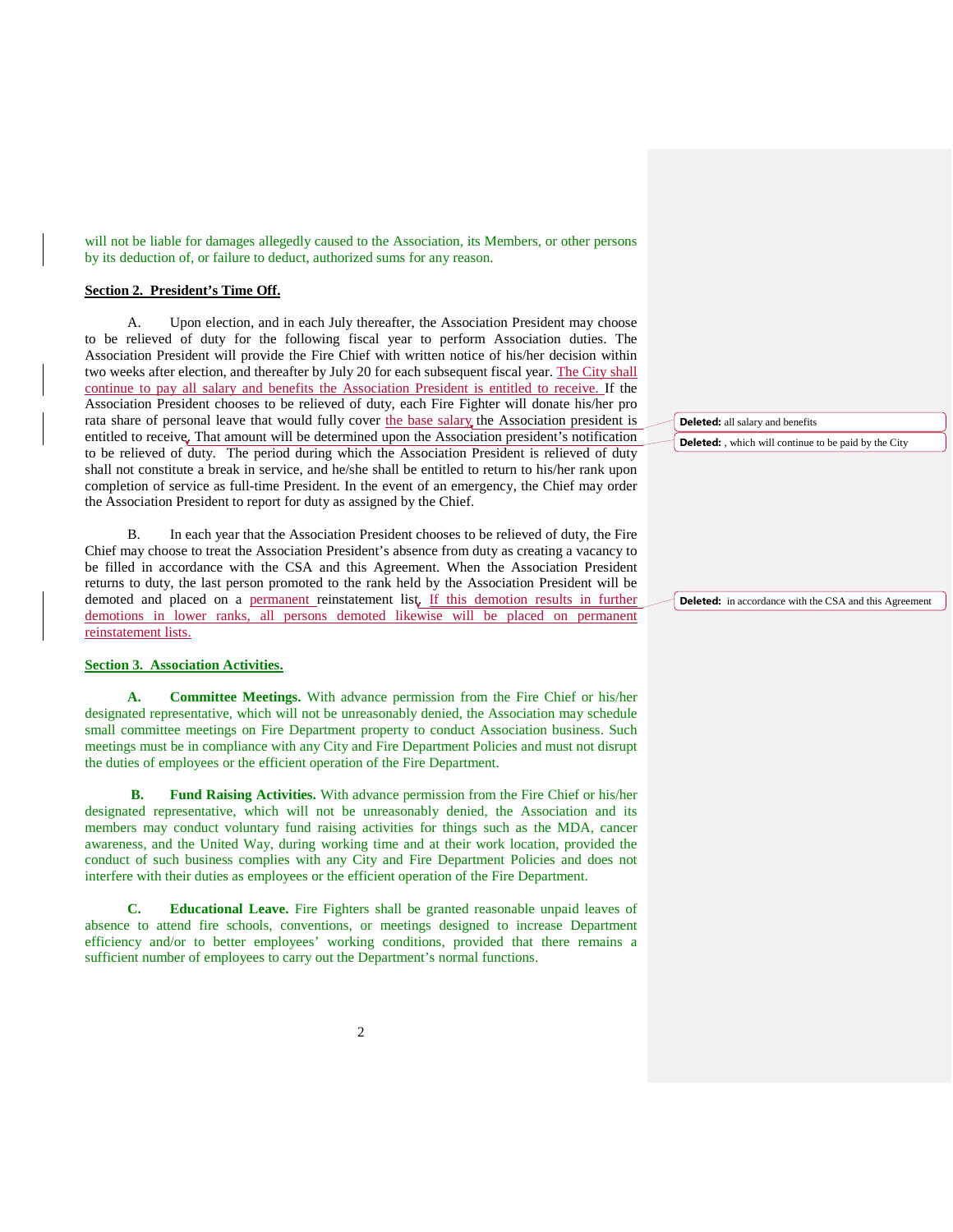will not be liable for damages allegedly caused to the Association, its Members, or other persons by its deduction of, or failure to deduct, authorized sums for any reason.

**Section 2. President's Time Off.**

A. Upon election, and in each July thereafter, the Association President may choose to be relieved of duty for the following fiscal year to perform Association duties. The Association President will provide the Fire Chief with written notice of his/her decision within two weeks after election, and thereafter by July 20 for each subsequent fiscal year. The City shall continue to pay all salary and benefits the Association President is entitled to receive. If the Association President chooses to be relieved of duty, each Fire Fighter will donate his/her pro rata share of personal leave that would fully cover the base salary the Association president is entitled to receive. That amount will be determined upon the Association president's notification to be relieved of duty. The period during which the Association President is relieved of duty shall not constitute a break in service, and he/she shall be entitled to return to his/her rank upon completion of service as full-time President. In the event of an emergency, the Chief may order the Association President to report for duty as assigned by the Chief.

Deleted: all salary and benefits

Deleted: , which will continue to be paid by the City

B. In each year that the Association President chooses to be relieved of duty, the Fire Chief may choose to treat the Association President's absence from duty as creating a vacancy to be filled in accordance with the CSA and this Agreement. When the Association President returns to duty, the last person promoted to the rank held by the Association President will be demoted and placed on a permanent reinstatement list. If this demotion results in further demotions in lower ranks, all persons demoted likewise will be placed on permanent reinstatement lists.

Deleted: in accordance with the CSA and this Agreement

**Section 3. Association Activities.**

**A. Committee Meetings.** With advance permission from the Fire Chief or his/her designated representative, which will not be unreasonably denied, the Association may schedule small committee meetings on Fire Department property to conduct Association business. Such meetings must be in compliance with any City and Fire Department Policies and must not disrupt the duties of employees or the efficient operation of the Fire Department.

**B. Fund Raising Activities.** With advance permission from the Fire Chief or his/her designated representative, which will not be unreasonably denied, the Association and its members may conduct voluntary fund raising activities for things such as the MDA, cancer awareness, and the United Way, during working time and at their work location, provided the conduct of such business complies with any City and Fire Department Policies and does not interfere with their duties as employees or the efficient operation of the Fire Department.

**C. Educational Leave.** Fire Fighters shall be granted reasonable unpaid leaves of absence to attend fire schools, conventions, or meetings designed to increase Department efficiency and/or to better employees' working conditions, provided that there remains a sufficient number of employees to carry out the Department's normal functions.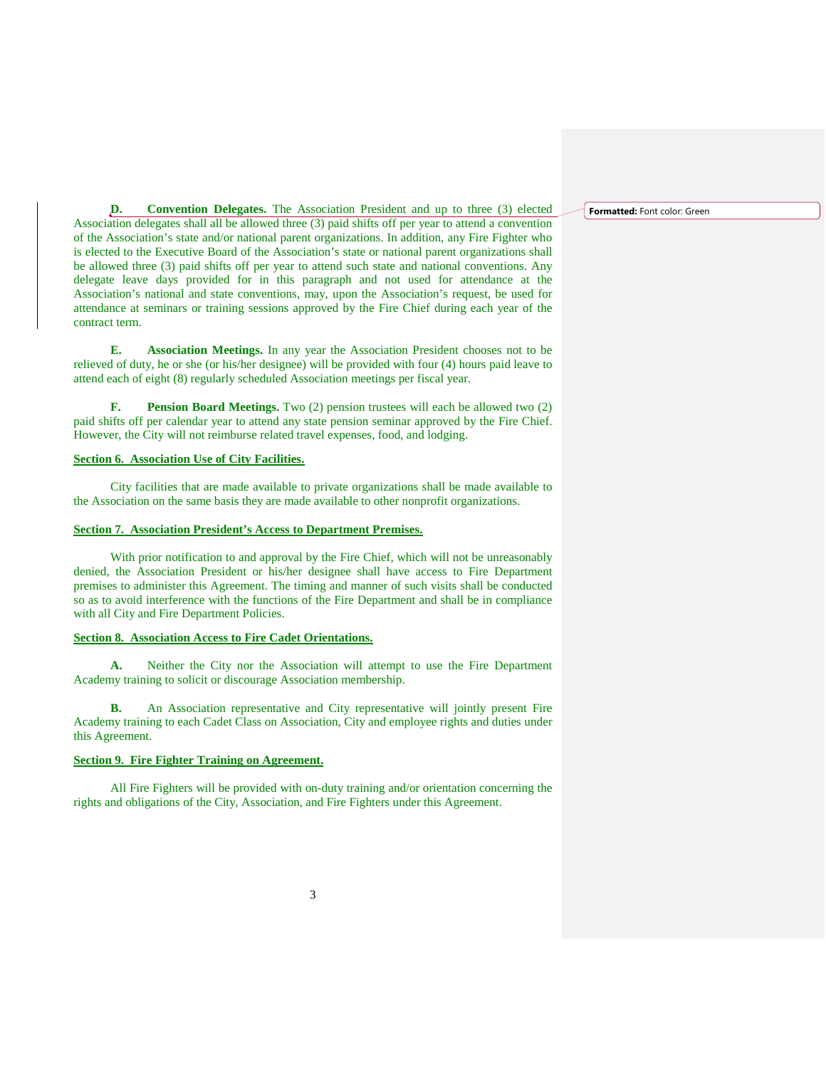**D. Convention Delegates.** The Association President and up to three (3) elected Association delegates shall all be allowed three (3) paid shifts off per year to attend a convention of the Association's state and/or national parent organizations. In addition, any Fire Fighter who is elected to the Executive Board of the Association's state or national parent organizations shall be allowed three (3) paid shifts off per year to attend such state and national conventions. Any delegate leave days provided for in this paragraph and not used for attendance at the Association's national and state conventions, may, upon the Association's request, be used for attendance at seminars or training sessions approved by the Fire Chief during each year of the contract term.

**E. Association Meetings.** In any year the Association President chooses not to be relieved of duty, he or she (or his/her designee) will be provided with four (4) hours paid leave to attend each of eight (8) regularly scheduled Association meetings per fiscal year.

**F. Pension Board Meetings.** Two (2) pension trustees will each be allowed two (2) paid shifts off per calendar year to attend any state pension seminar approved by the Fire Chief. However, the City will not reimburse related travel expenses, food, and lodging.

## Section 6. Association Use of City Facilities.

City facilities that are made available to private organizations shall be made available to the Association on the same basis they are made available to other nonprofit organizations.

## Section 7. Association President's Access to Department Premises.

With prior notification to and approval by the Fire Chief, which will not be unreasonably denied, the Association President or his/her designee shall have access to Fire Department premises to administer this Agreement. The timing and manner of such visits shall be conducted so as to avoid interference with the functions of the Fire Department and shall be in compliance with all City and Fire Department Policies.

## Section 8. Association Access to Fire Cadet Orientations.

**A.** Neither the City nor the Association will attempt to use the Fire Department Academy training to solicit or discourage Association membership.

**B.** An Association representative and City representative will jointly present Fire Academy training to each Cadet Class on Association, City and employee rights and duties under this Agreement.

## Section 9. Fire Fighter Training on Agreement.

All Fire Fighters will be provided with on-duty training and/or orientation concerning the rights and obligations of the City, Association, and Fire Fighters under this Agreement.